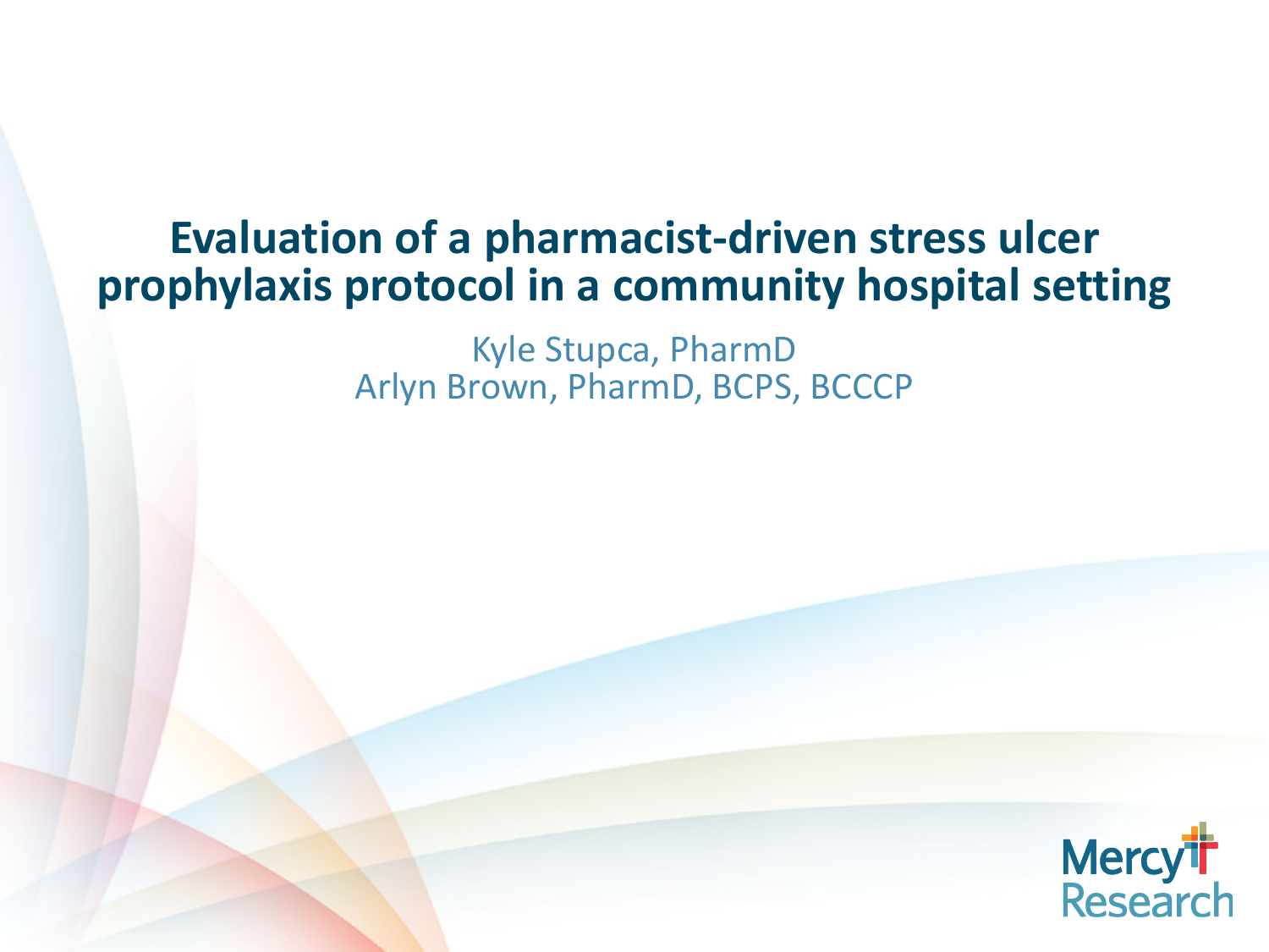# Evaluation of a pharmacist-driven stress ulcer prophylaxis protocol in a community hospital setting

Kyle Stupca, PharmD
Arlyn Brown, PharmD, BCPS, BCCCP

Mercy Research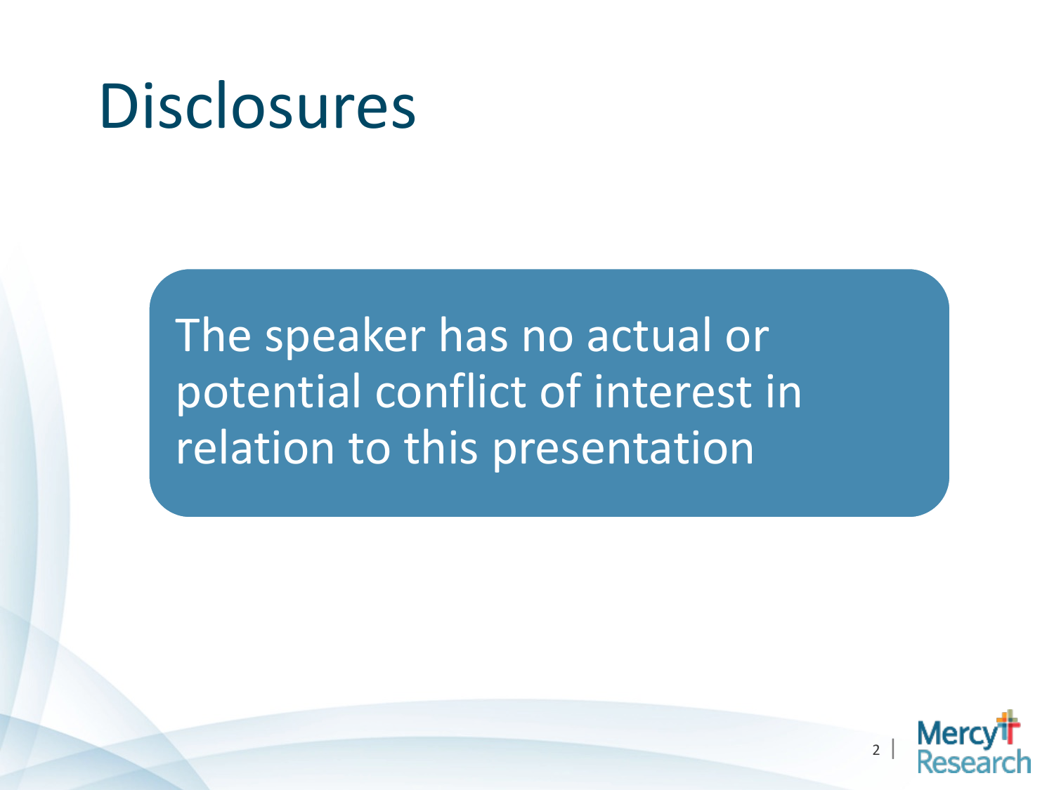# Disclosures

The speaker has no actual or potential conflict of interest in relation to this presentation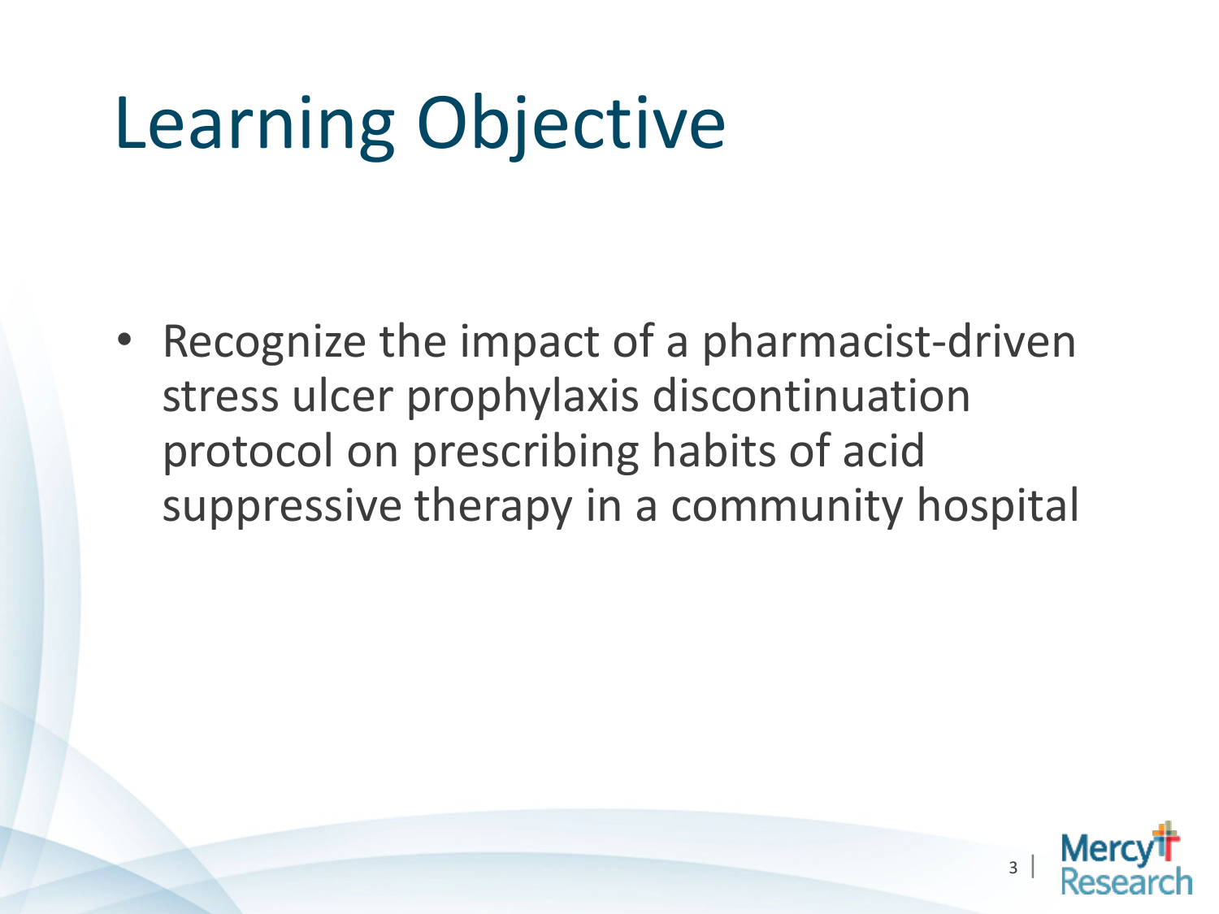# Learning Objective

- Recognize the impact of a pharmacist-driven stress ulcer prophylaxis discontinuation protocol on prescribing habits of acid suppressive therapy in a community hospital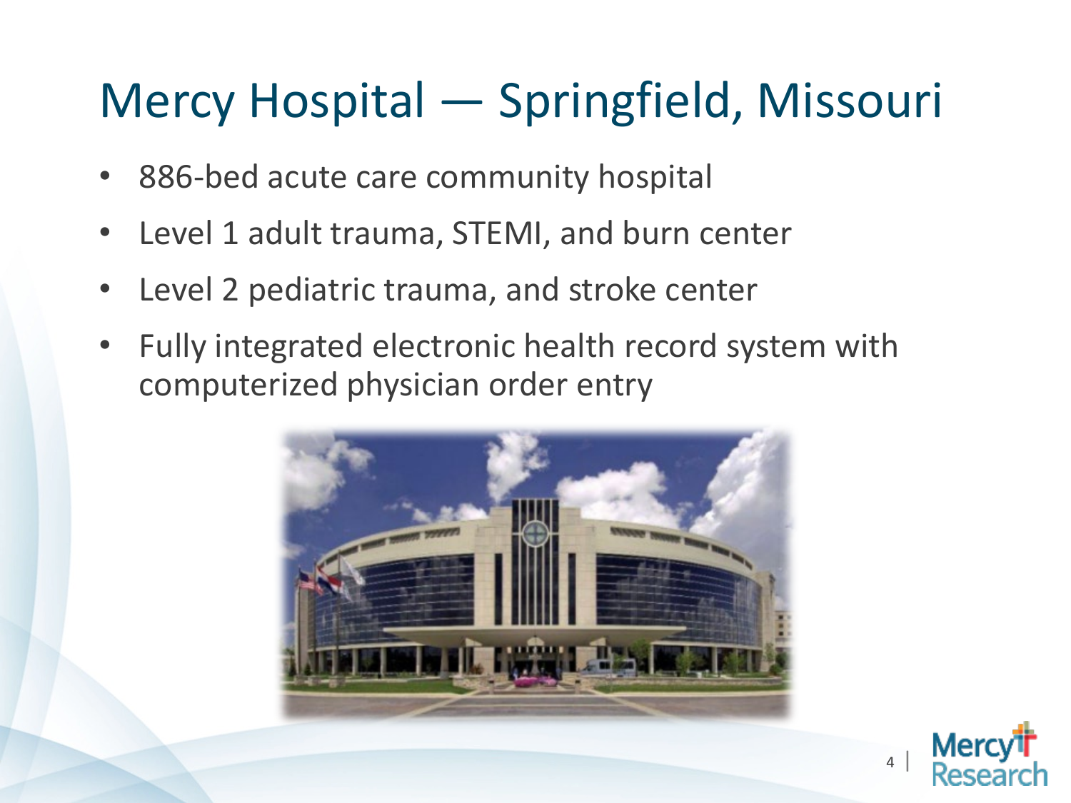# Mercy Hospital — Springfield, Missouri

- 886-bed acute care community hospital
- Level 1 adult trauma, STEMI, and burn center
- Level 2 pediatric trauma, and stroke center
- Fully integrated electronic health record system with computerized physician order entry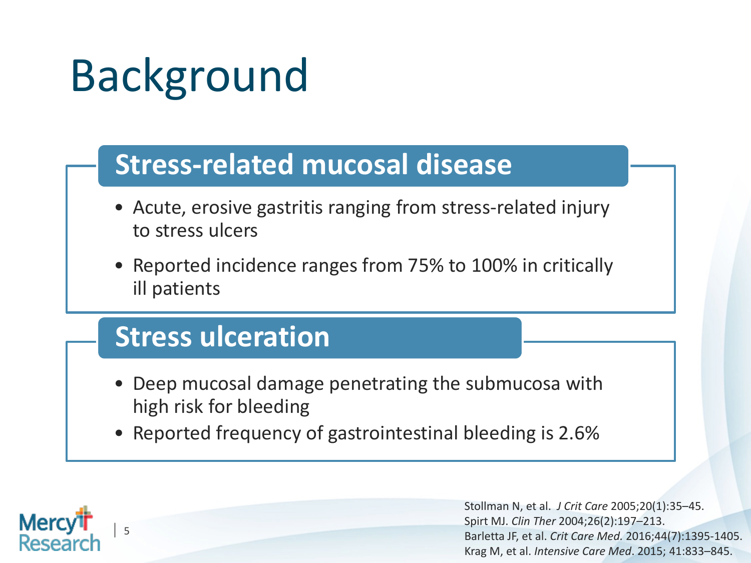# Background

## Stress-related mucosal disease

- Acute, erosive gastritis ranging from stress-related injury to stress ulcers
- Reported incidence ranges from 75% to 100% in critically ill patients

## Stress ulceration

- Deep mucosal damage penetrating the submucosa with high risk for bleeding
- Reported frequency of gastrointestinal bleeding is 2.6%

Stollman N, et al. *J Crit Care* 2005;20(1):35–45.
Spirt MJ. *Clin Ther* 2004;26(2):197–213.
Barletta JF, et al. *Crit Care Med.* 2016;44(7):1395-1405.
Krag M, et al. *Intensive Care Med*. 2015; 41:833–845.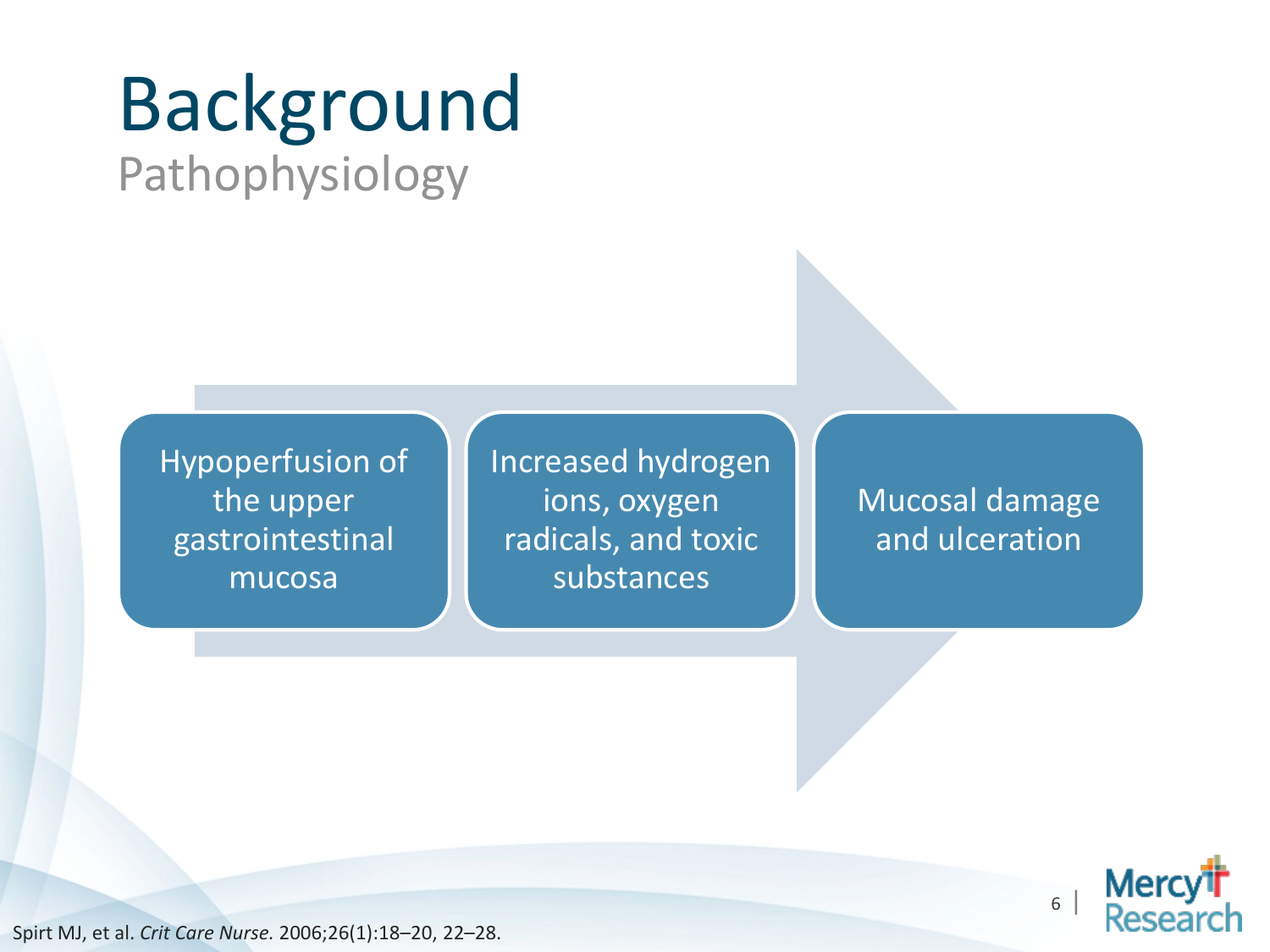# Background

## Pathophysiology

- Hypoperfusion of the upper gastrointestinal mucosa
- Increased hydrogen ions, oxygen radicals, and toxic substances
- Mucosal damage and ulceration

Spirt MJ, et al. *Crit Care Nurse.* 2006;26(1):18–20, 22–28.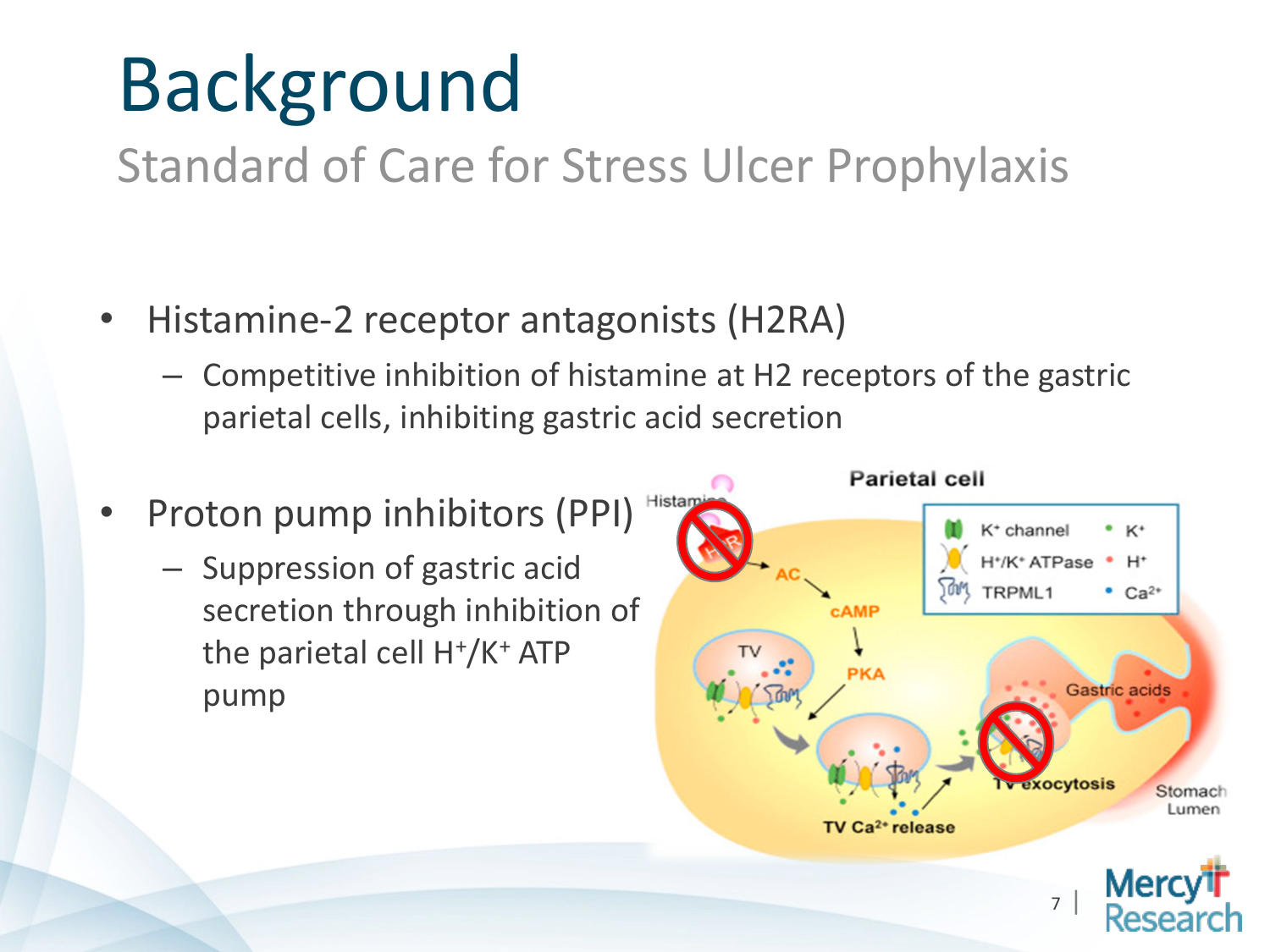# Background

## Standard of Care for Stress Ulcer Prophylaxis

- Histamine-2 receptor antagonists (H2RA)
  - Competitive inhibition of histamine at H2 receptors of the gastric parietal cells, inhibiting gastric acid secretion
- Proton pump inhibitors (PPI)
  - Suppression of gastric acid secretion through inhibition of the parietal cell $H^+/K^+$ ATP pump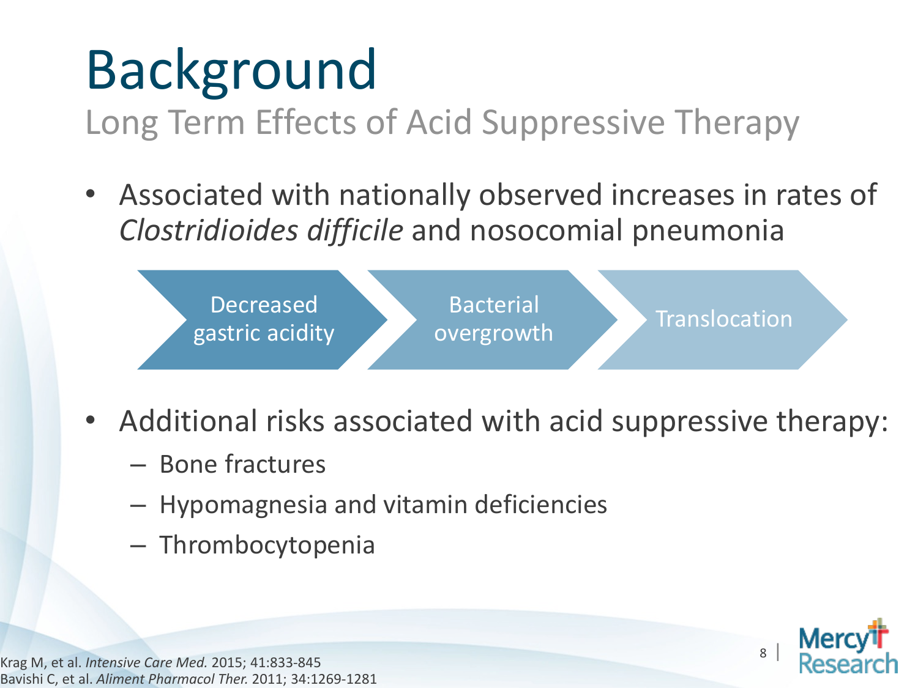# Background

## Long Term Effects of Acid Suppressive Therapy

- Associated with nationally observed increases in rates of *Clostridioides difficile* and nosocomial pneumonia

Decreased gastric acidity → Bacterial overgrowth → Translocation

- Additional risks associated with acid suppressive therapy:
  - Bone fractures
  - Hypomagnesia and vitamin deficiencies
  - Thrombocytopenia

Krag M, et al. *Intensive Care Med.* 2015; 41:833-845
Bavishi C, et al. *Aliment Pharmacol Ther.* 2011; 34:1269-1281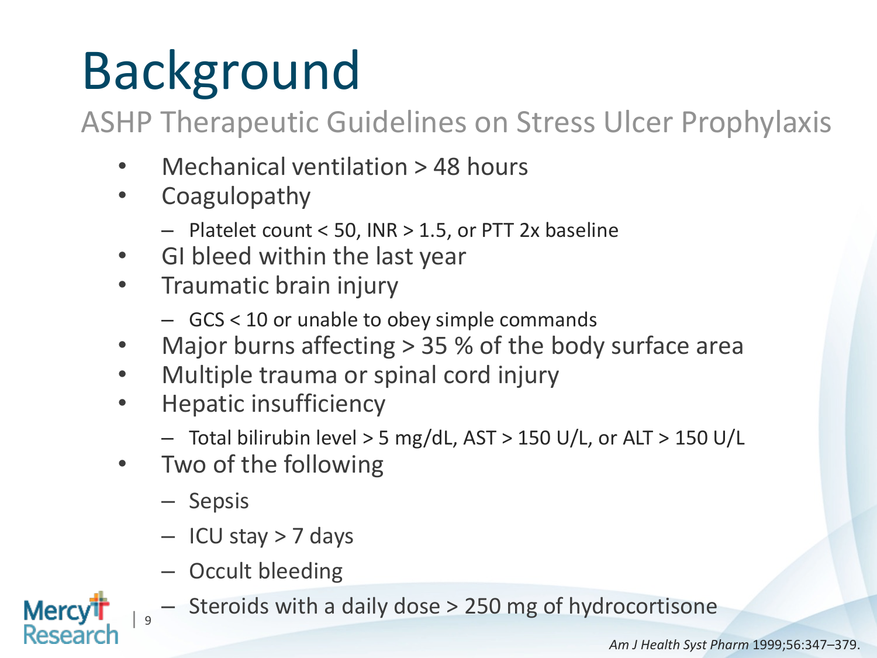# Background

## ASHP Therapeutic Guidelines on Stress Ulcer Prophylaxis

- Mechanical ventilation > 48 hours
- Coagulopathy
  - Platelet count < 50, INR > 1.5, or PTT 2x baseline
- GI bleed within the last year
- Traumatic brain injury
  - GCS < 10 or unable to obey simple commands
- Major burns affecting > 35 % of the body surface area
- Multiple trauma or spinal cord injury
- Hepatic insufficiency
  - Total bilirubin level > 5 mg/dL, AST > 150 U/L, or ALT > 150 U/L
- Two of the following
  - Sepsis
  - ICU stay > 7 days
  - Occult bleeding
  - Steroids with a daily dose > 250 mg of hydrocortisone

*Am J Health Syst Pharm* 1999;56:347–379.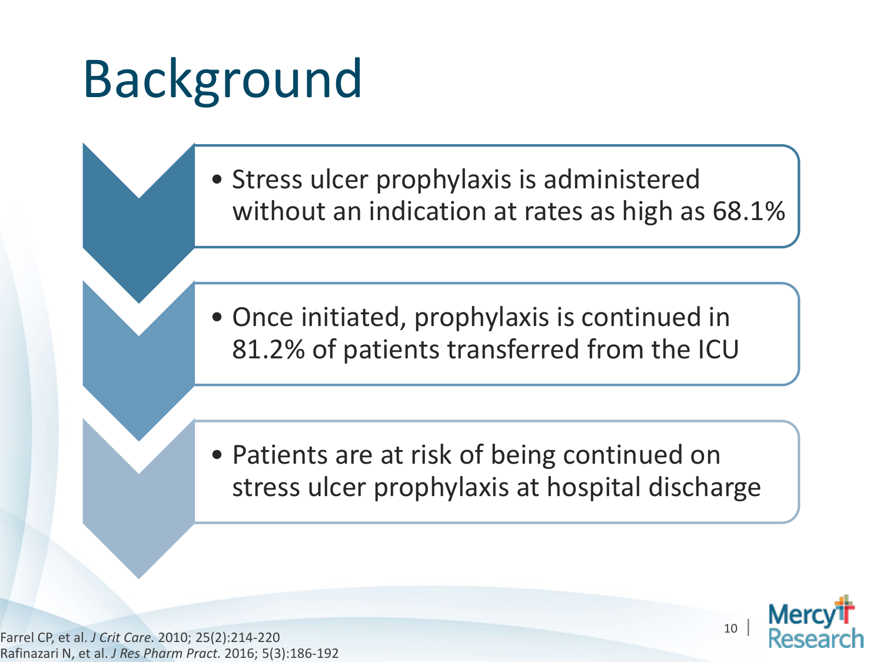# Background

- Stress ulcer prophylaxis is administered without an indication at rates as high as 68.1%
- Once initiated, prophylaxis is continued in 81.2% of patients transferred from the ICU
- Patients are at risk of being continued on stress ulcer prophylaxis at hospital discharge

Farrel CP, et al. *J Crit Care.* 2010; 25(2):214-220
Rafinazari N, et al. *J Res Pharm Pract.* 2016; 5(3):186-192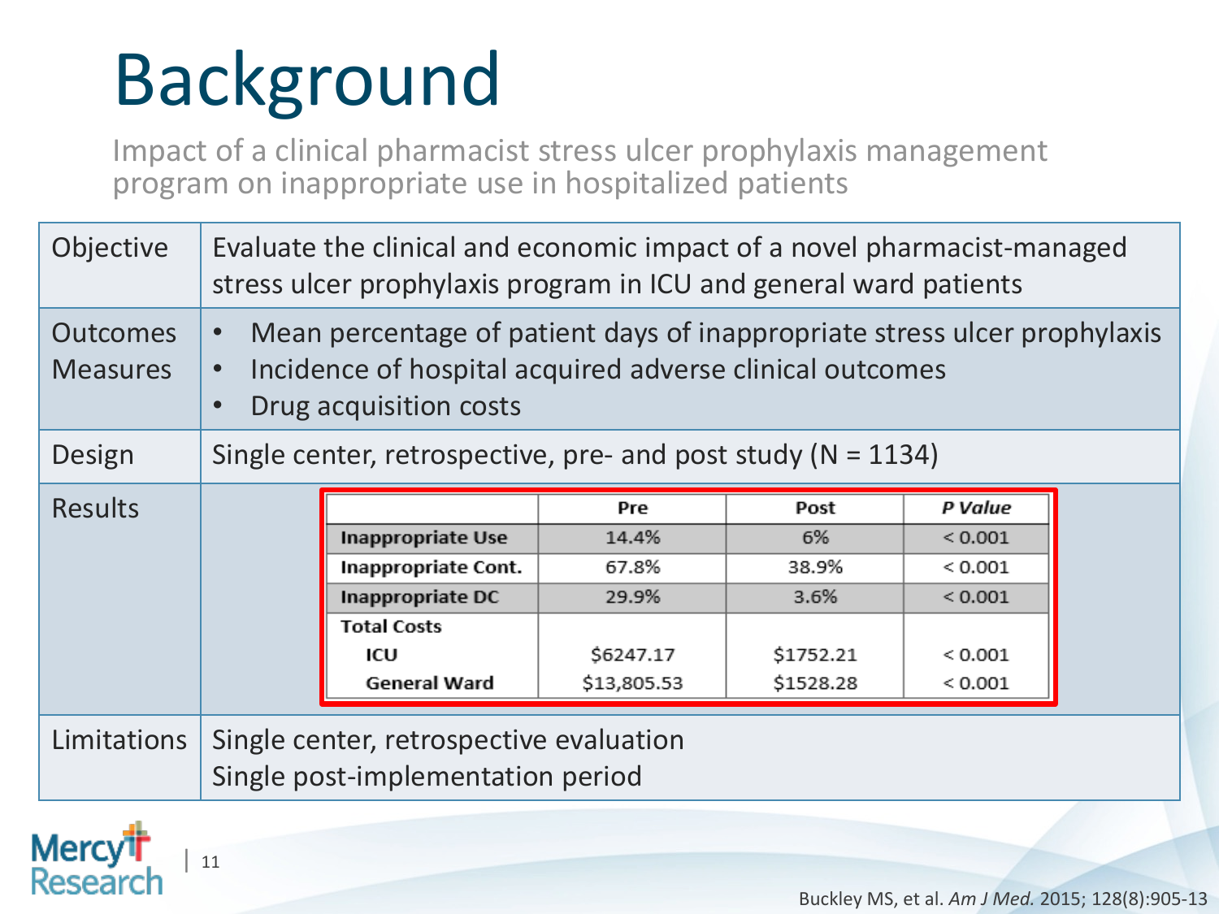# Background

Impact of a clinical pharmacist stress ulcer prophylaxis management program on inappropriate use in hospitalized patients

| | |
|---|---|
| Objective | Evaluate the clinical and economic impact of a novel pharmacist-managed stress ulcer prophylaxis program in ICU and general ward patients |
| Outcomes Measures | • Mean percentage of patient days of inappropriate stress ulcer prophylaxis<br>• Incidence of hospital acquired adverse clinical outcomes<br>• Drug acquisition costs |
| Design | Single center, retrospective, pre- and post study (N = 1134) |
| Results | See table below |
| Limitations | Single center, retrospective evaluation<br>Single post-implementation period |

| | Pre | Post | *P Value* |
|---|---|---|---|
| **Inappropriate Use** | 14.4% | 6% | < 0.001 |
| **Inappropriate Cont.** | 67.8% | 38.9% | < 0.001 |
| **Inappropriate DC** | 29.9% | 3.6% | < 0.001 |
| **Total Costs** | | | |
| **ICU** | $6247.17 | $1752.21 | < 0.001 |
| **General Ward** | $13,805.53 | $1528.28 | < 0.001 |

Buckley MS, et al. *Am J Med.* 2015; 128(8):905-13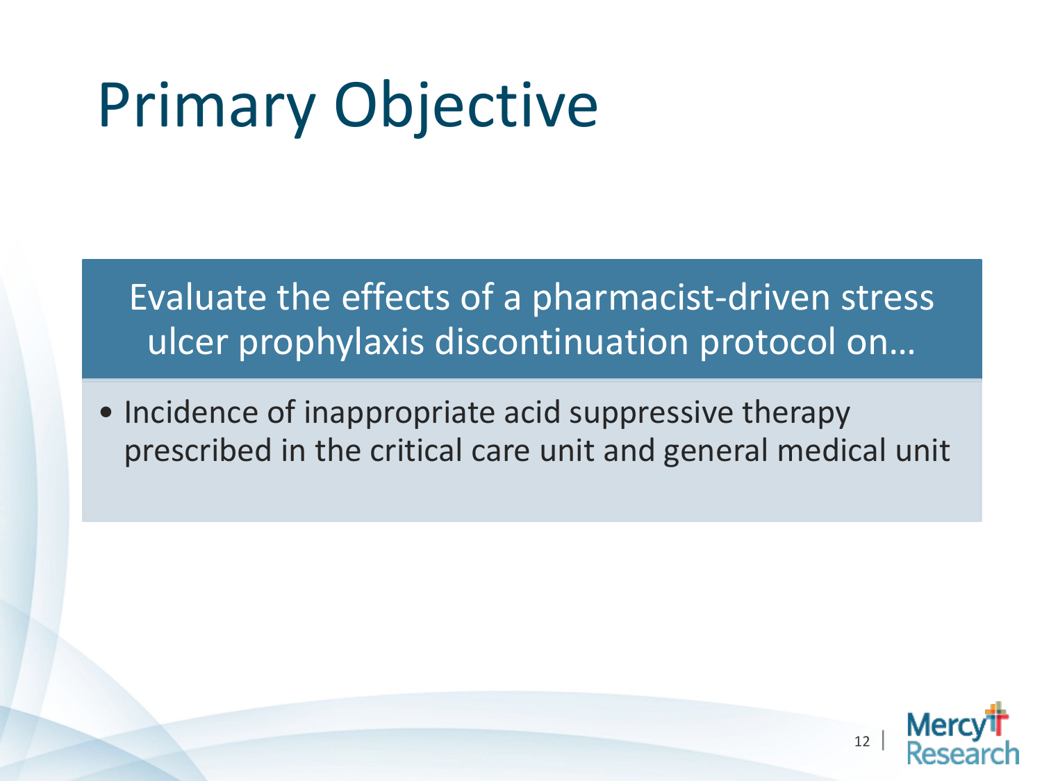# Primary Objective

Evaluate the effects of a pharmacist-driven stress ulcer prophylaxis discontinuation protocol on…

- Incidence of inappropriate acid suppressive therapy prescribed in the critical care unit and general medical unit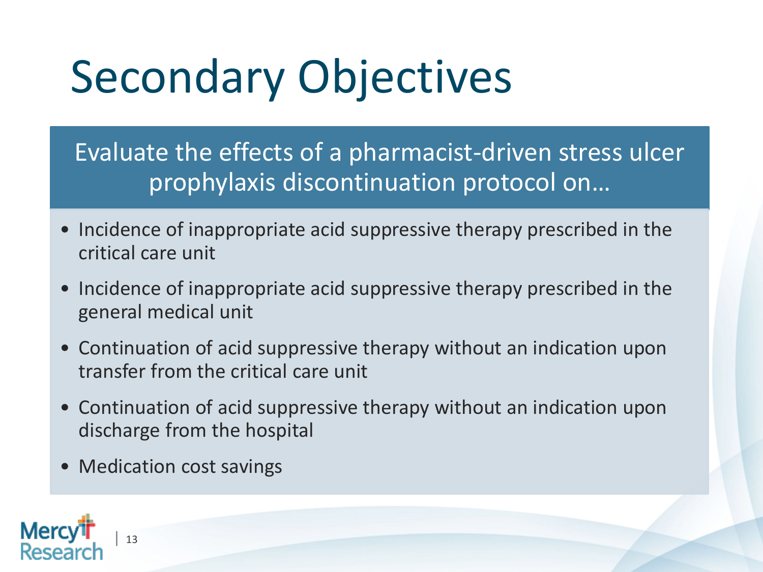# Secondary Objectives

Evaluate the effects of a pharmacist-driven stress ulcer prophylaxis discontinuation protocol on…

- Incidence of inappropriate acid suppressive therapy prescribed in the critical care unit
- Incidence of inappropriate acid suppressive therapy prescribed in the general medical unit
- Continuation of acid suppressive therapy without an indication upon transfer from the critical care unit
- Continuation of acid suppressive therapy without an indication upon discharge from the hospital
- Medication cost savings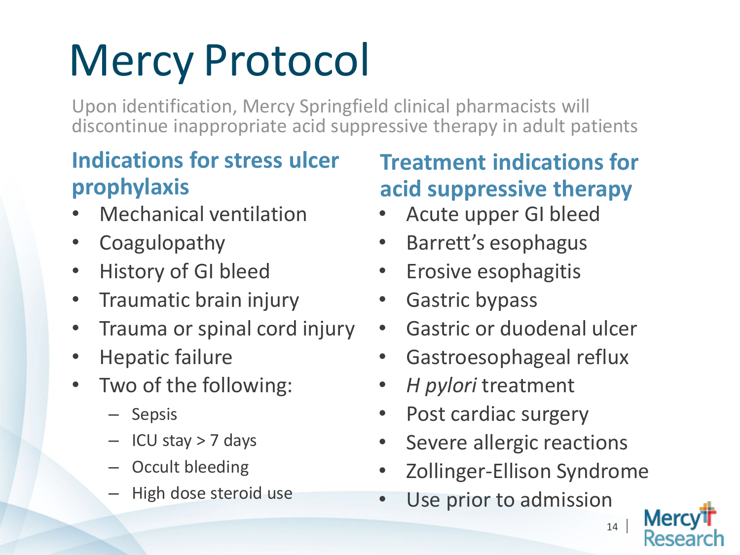# Mercy Protocol

Upon identification, Mercy Springfield clinical pharmacists will discontinue inappropriate acid suppressive therapy in adult patients

## Indications for stress ulcer prophylaxis

- Mechanical ventilation
- Coagulopathy
- History of GI bleed
- Traumatic brain injury
- Trauma or spinal cord injury
- Hepatic failure
- Two of the following:
  - Sepsis
  - ICU stay > 7 days
  - Occult bleeding
  - High dose steroid use

## Treatment indications for acid suppressive therapy

- Acute upper GI bleed
- Barrett's esophagus
- Erosive esophagitis
- Gastric bypass
- Gastric or duodenal ulcer
- Gastroesophageal reflux
- *H pylori* treatment
- Post cardiac surgery
- Severe allergic reactions
- Zollinger-Ellison Syndrome
- Use prior to admission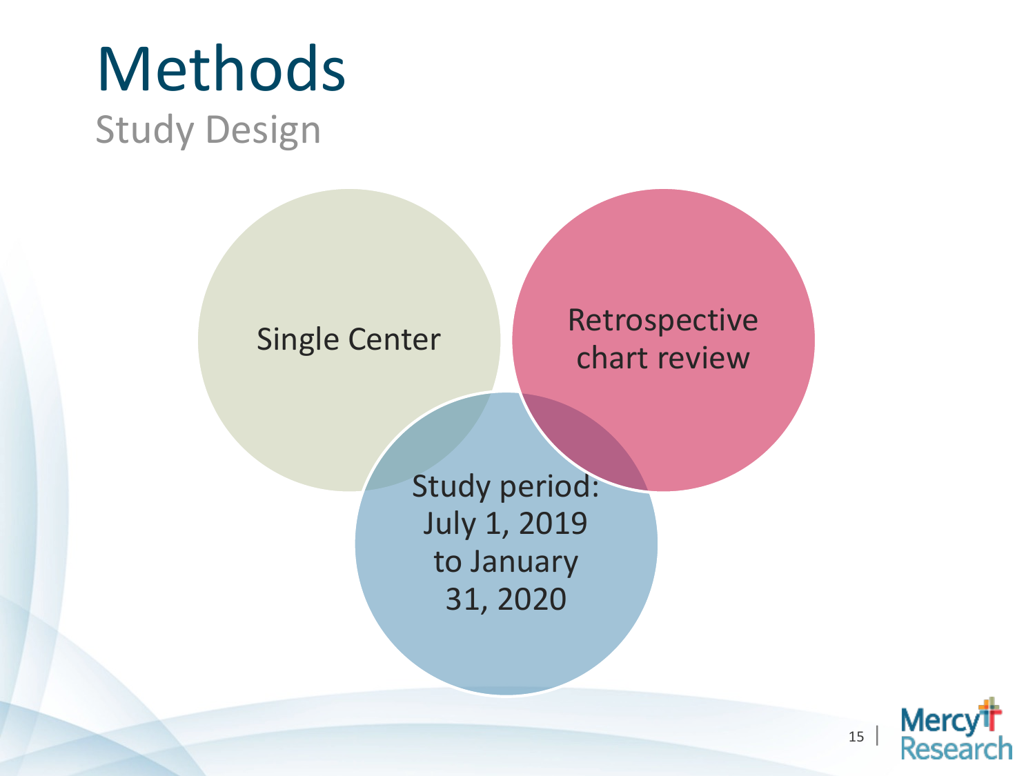# Methods

## Study Design

- Single Center
- Retrospective chart review
- Study period: July 1, 2019 to January 31, 2020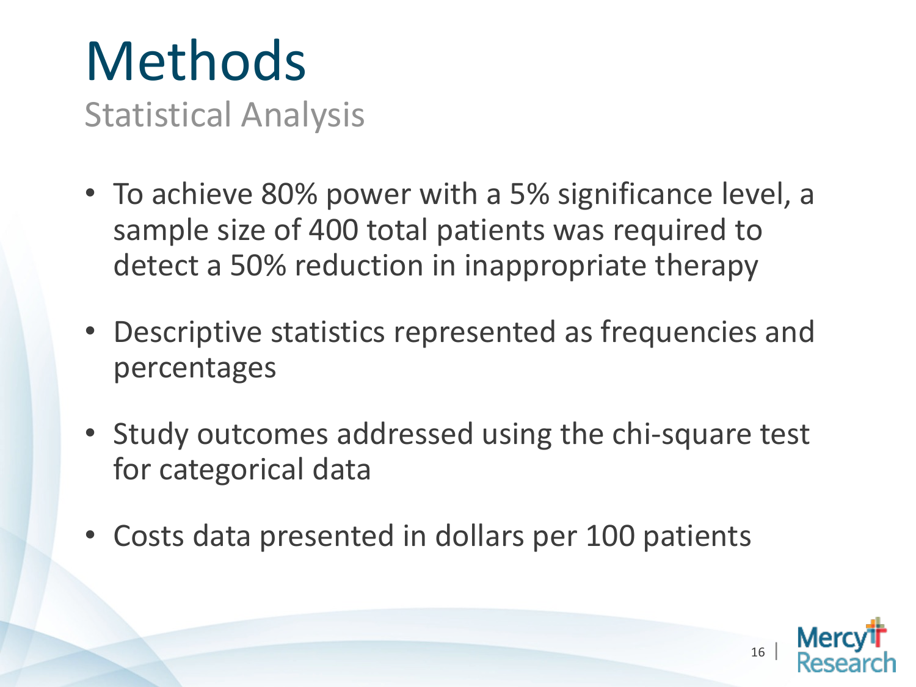# Methods

## Statistical Analysis

- To achieve 80% power with a 5% significance level, a sample size of 400 total patients was required to detect a 50% reduction in inappropriate therapy
- Descriptive statistics represented as frequencies and percentages
- Study outcomes addressed using the chi-square test for categorical data
- Costs data presented in dollars per 100 patients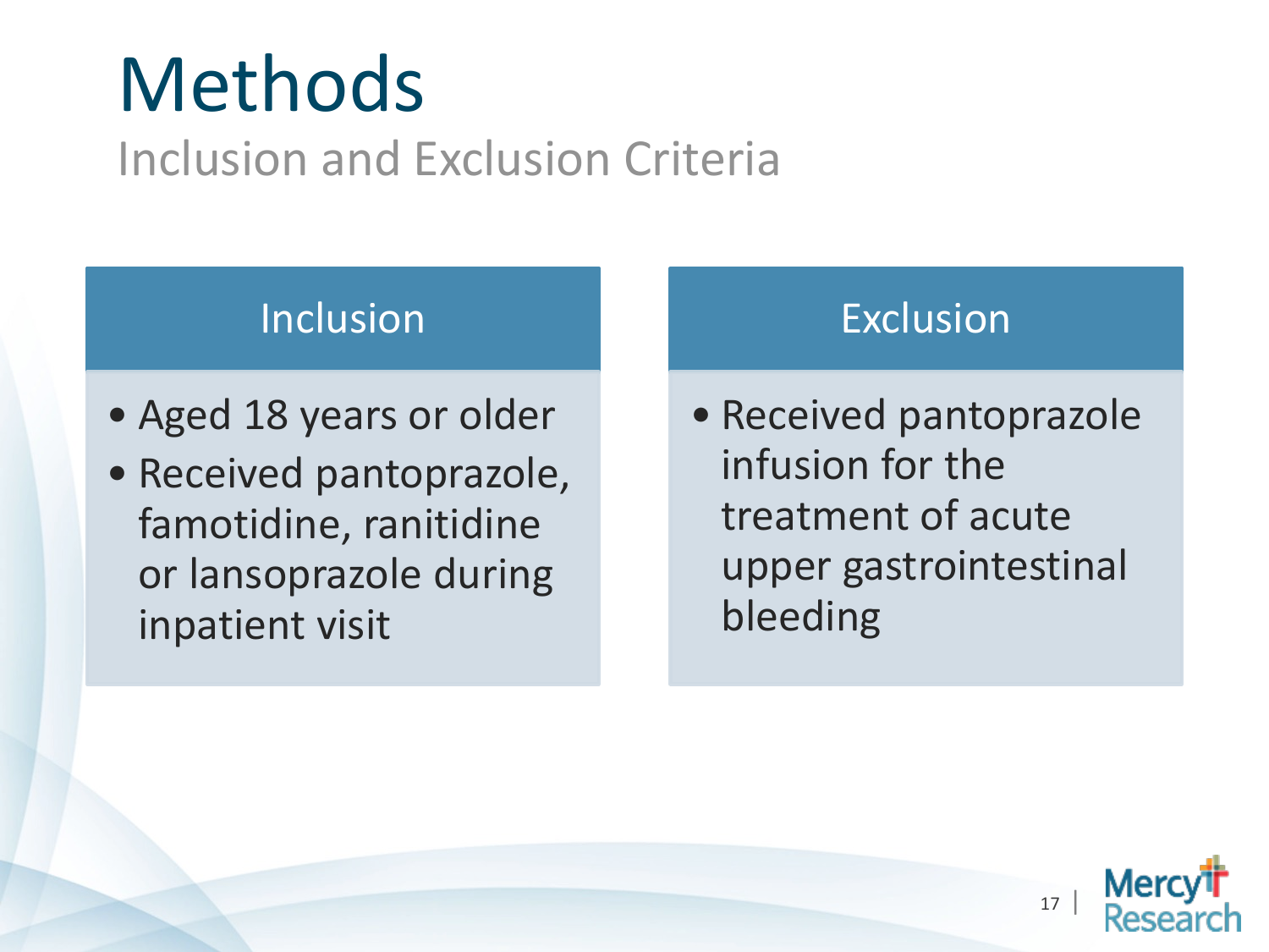# Methods

## Inclusion and Exclusion Criteria

### Inclusion

- Aged 18 years or older
- Received pantoprazole, famotidine, ranitidine or lansoprazole during inpatient visit

### Exclusion

- Received pantoprazole infusion for the treatment of acute upper gastrointestinal bleeding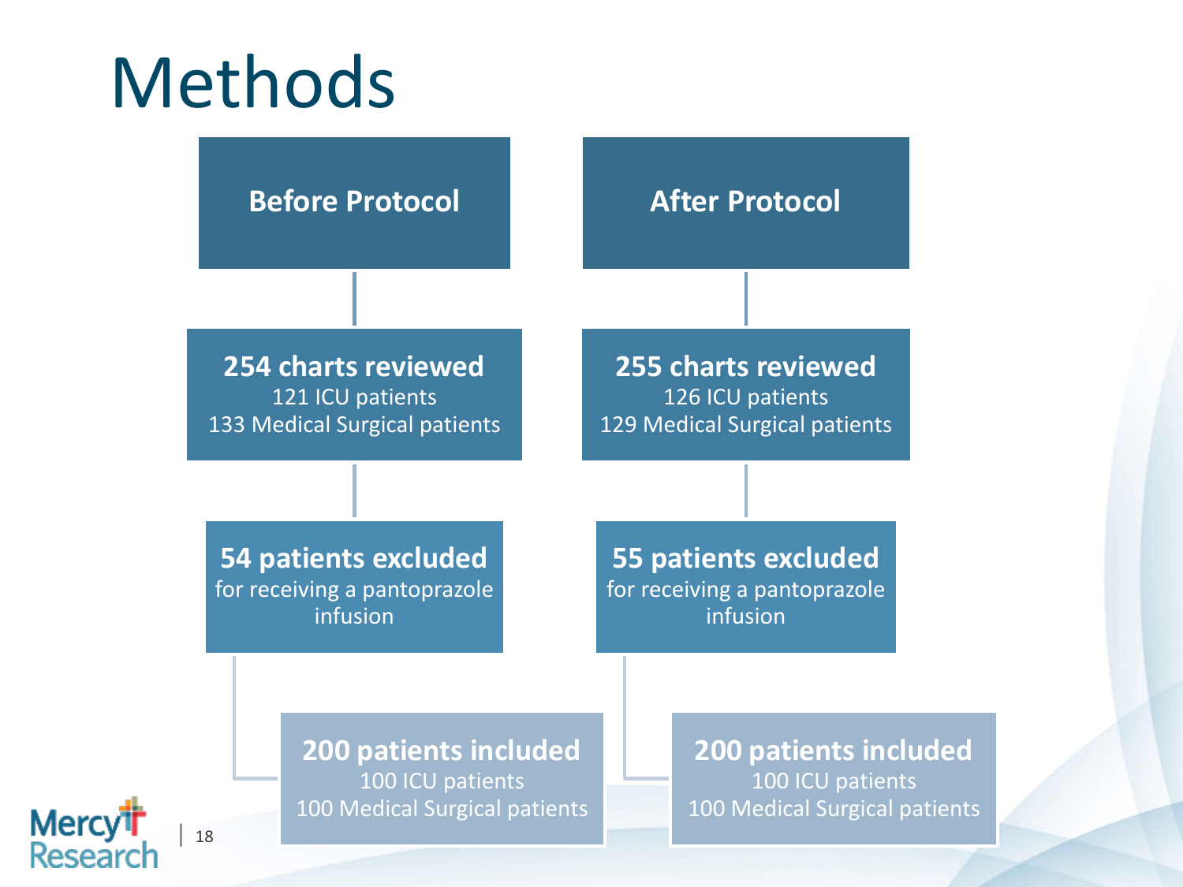# Methods

## Before Protocol

**254 charts reviewed**
121 ICU patients
133 Medical Surgical patients

**54 patients excluded**
for receiving a pantoprazole infusion

**200 patients included**
100 ICU patients
100 Medical Surgical patients

## After Protocol

**255 charts reviewed**
126 ICU patients
129 Medical Surgical patients

**55 patients excluded**
for receiving a pantoprazole infusion

**200 patients included**
100 ICU patients
100 Medical Surgical patients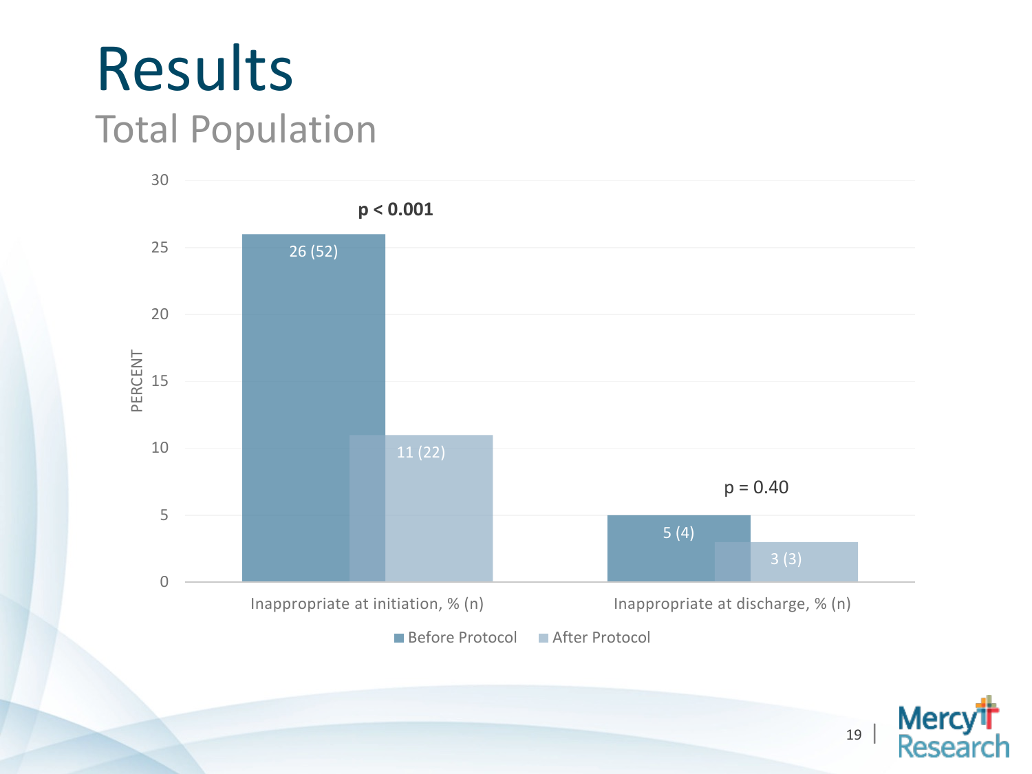# Results

## Total Population

| | Before Protocol | After Protocol | p-value |
|---|---|---|---|
| Inappropriate at initiation, % (n) | 26 (52) | 11 (22) | $p < 0.001$ |
| Inappropriate at discharge, % (n) | 5 (4) | 3 (3) | $p = 0.40$ |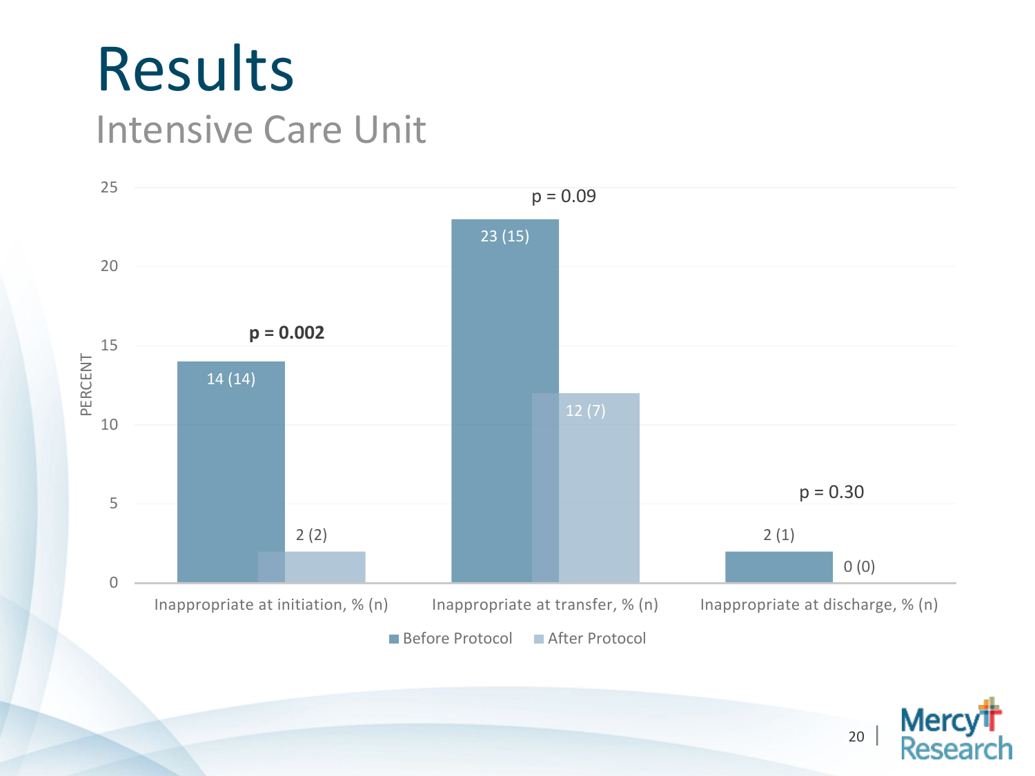# Results

## Intensive Care Unit

| | Before Protocol | After Protocol | p |
|---|---|---|---|
| Inappropriate at initiation, % (n) | 14 (14) | 2 (2) | **p = 0.002** |
| Inappropriate at transfer, % (n) | 23 (15) | 12 (7) | p = 0.09 |
| Inappropriate at discharge, % (n) | 2 (1) | 0 (0) | p = 0.30 |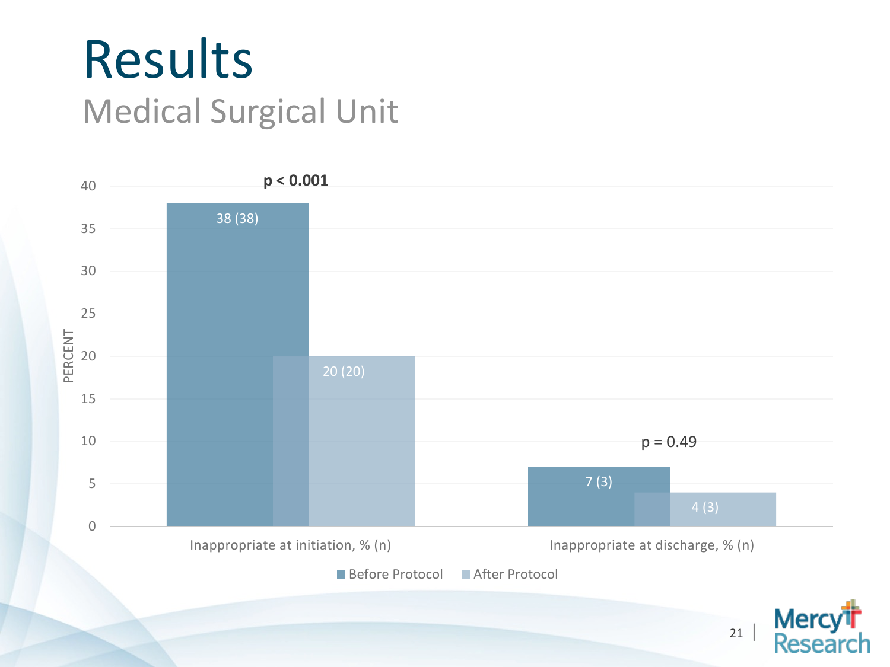# Results

## Medical Surgical Unit

| | Before Protocol | After Protocol | p-value |
|---|---|---|---|
| Inappropriate at initiation, % (n) | 38 (38) | 20 (20) | $p < 0.001$ |
| Inappropriate at discharge, % (n) | 7 (3) | 4 (3) | $p = 0.49$ |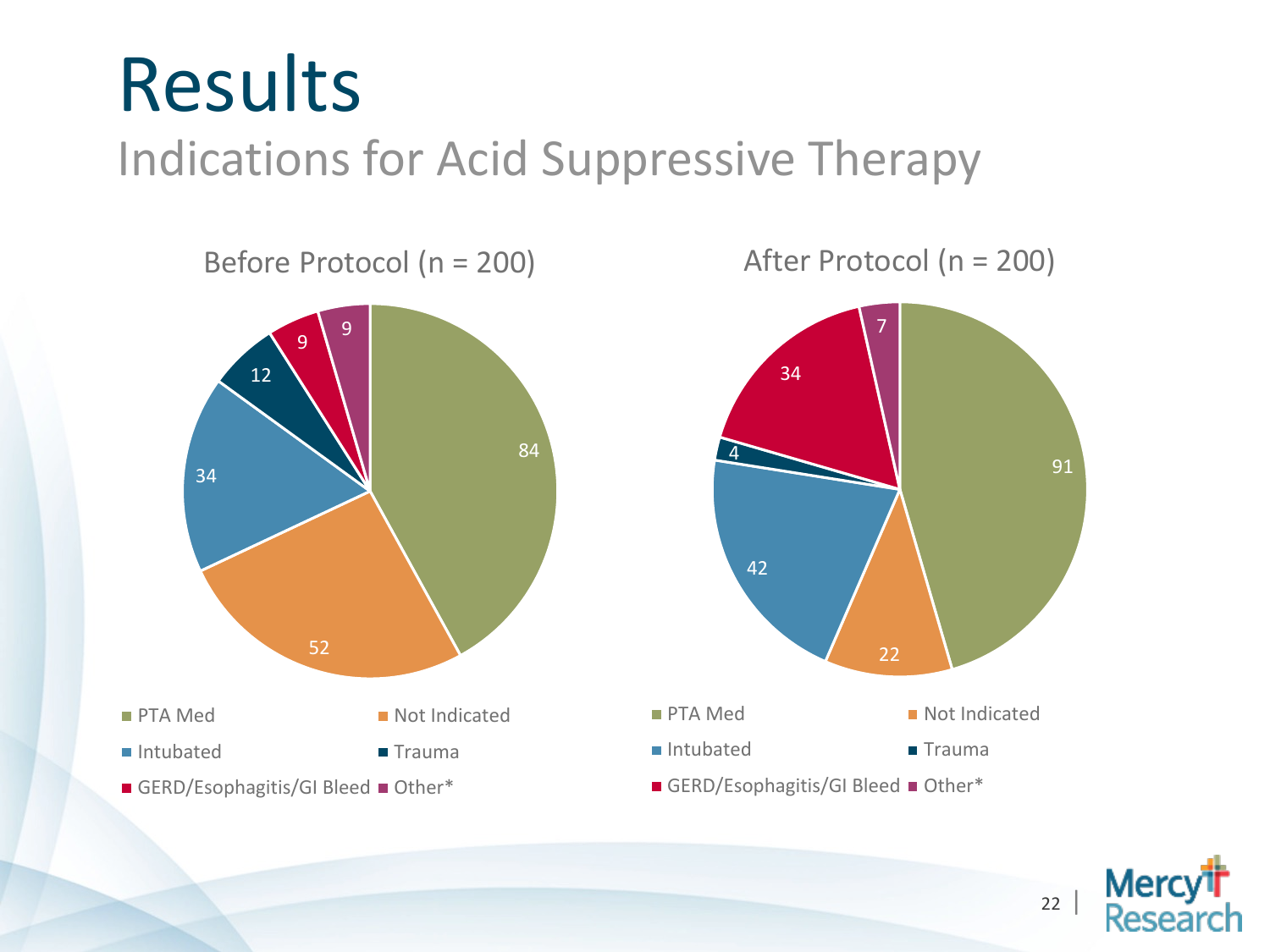# Results

## Indications for Acid Suppressive Therapy

| Indication | Before Protocol (n = 200) | After Protocol (n = 200) |
| --- | --- | --- |
| PTA Med | 84 | 91 |
| Not Indicated | 52 | 22 |
| Intubated | 34 | 42 |
| Trauma | 12 | 4 |
| GERD/Esophagitis/GI Bleed | 9 | 34 |
| Other* | 9 | 7 |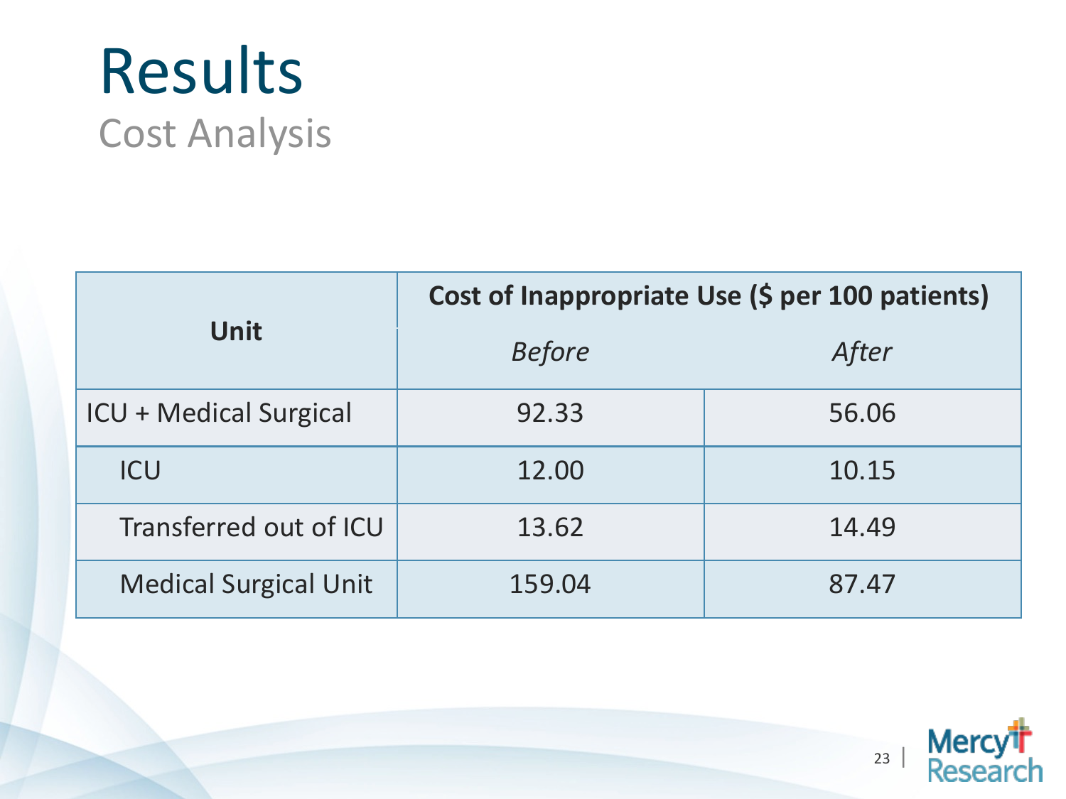# Results

## Cost Analysis

| Unit | Cost of Inappropriate Use ($ per 100 patients) | |
|---|---|---|
| | *Before* | *After* |
| ICU + Medical Surgical | 92.33 | 56.06 |
| ICU | 12.00 | 10.15 |
| Transferred out of ICU | 13.62 | 14.49 |
| Medical Surgical Unit | 159.04 | 87.47 |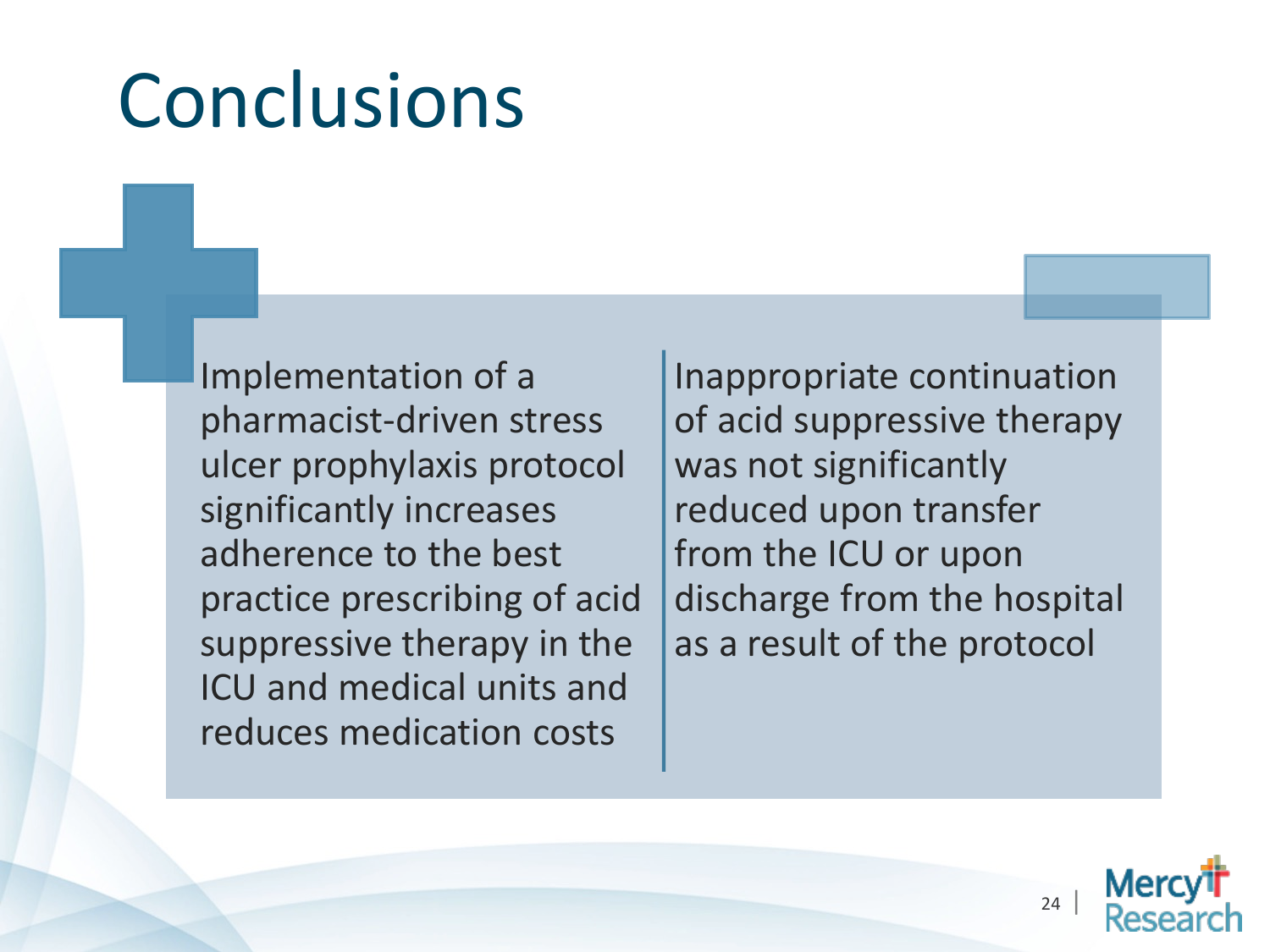# Conclusions

Implementation of a pharmacist-driven stress ulcer prophylaxis protocol significantly increases adherence to the best practice prescribing of acid suppressive therapy in the ICU and medical units and reduces medication costs

Inappropriate continuation of acid suppressive therapy was not significantly reduced upon transfer from the ICU or upon discharge from the hospital as a result of the protocol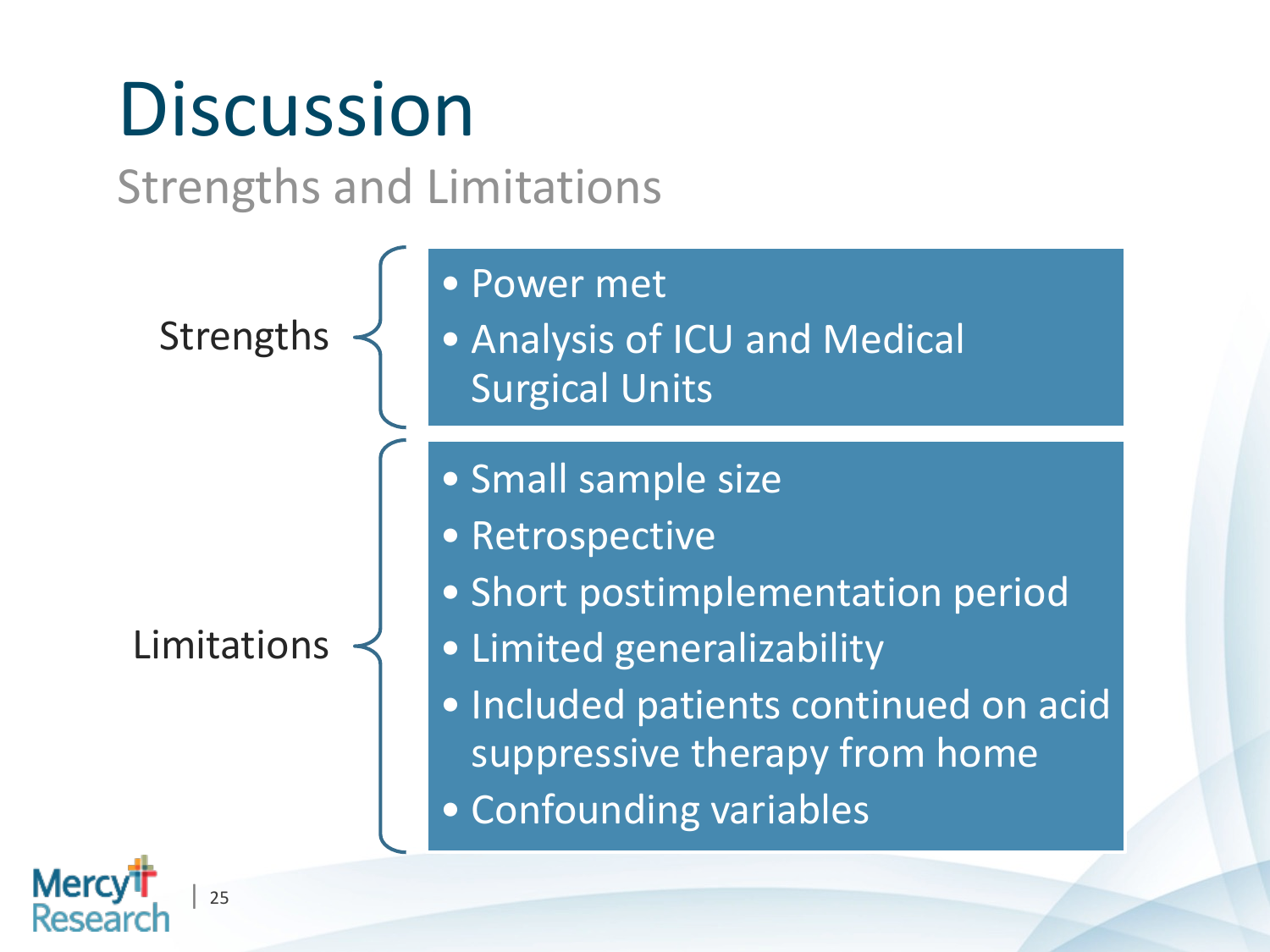# Discussion

## Strengths and Limitations

**Strengths**

- Power met
- Analysis of ICU and Medical Surgical Units

**Limitations**

- Small sample size
- Retrospective
- Short postimplementation period
- Limited generalizability
- Included patients continued on acid suppressive therapy from home
- Confounding variables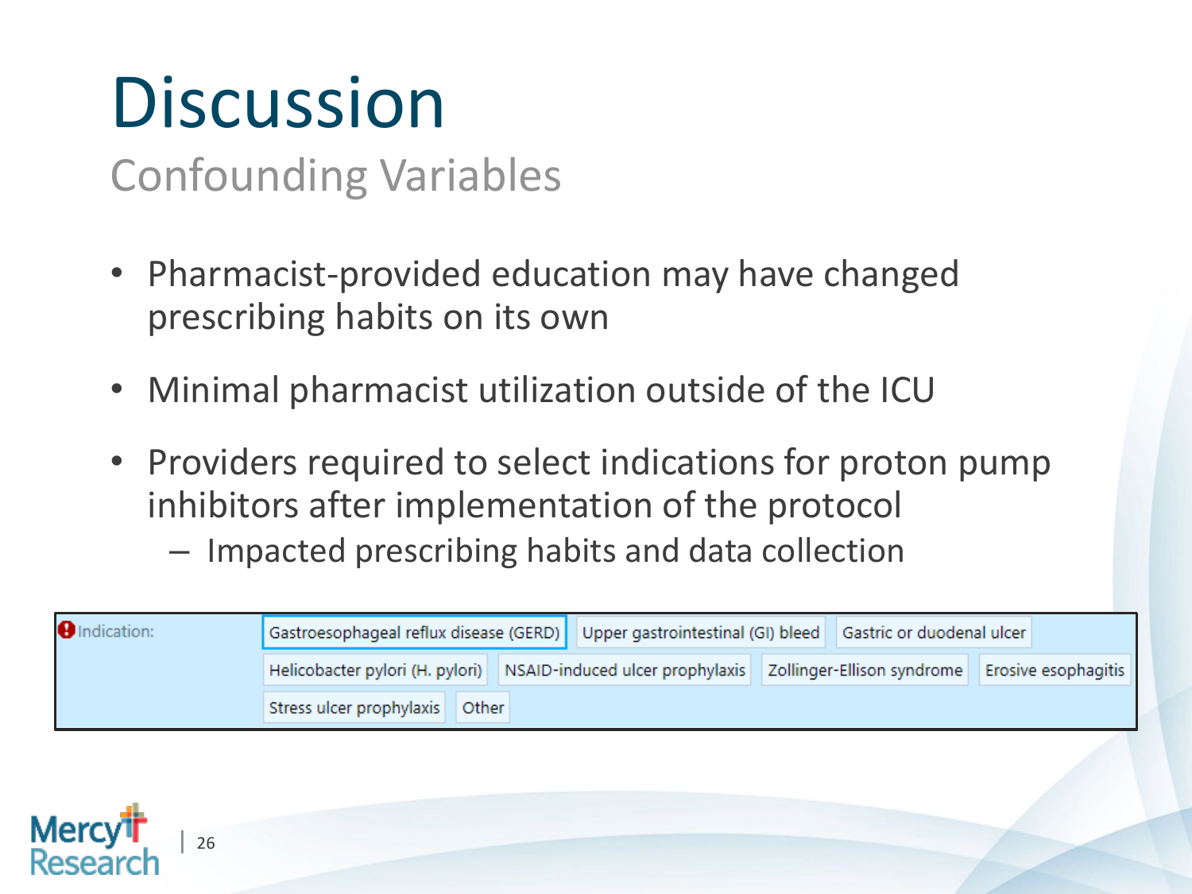# Discussion

## Confounding Variables

- Pharmacist-provided education may have changed prescribing habits on its own
- Minimal pharmacist utilization outside of the ICU
- Providers required to select indications for proton pump inhibitors after implementation of the protocol
  - Impacted prescribing habits and data collection

| Indication: | | | | |
|---|---|---|---|---|
| | Gastroesophageal reflux disease (GERD) | Upper gastrointestinal (GI) bleed | Gastric or duodenal ulcer | |
| | Helicobacter pylori (H. pylori) | NSAID-induced ulcer prophylaxis | Zollinger-Ellison syndrome | Erosive esophagitis |
| | Stress ulcer prophylaxis | Other | | |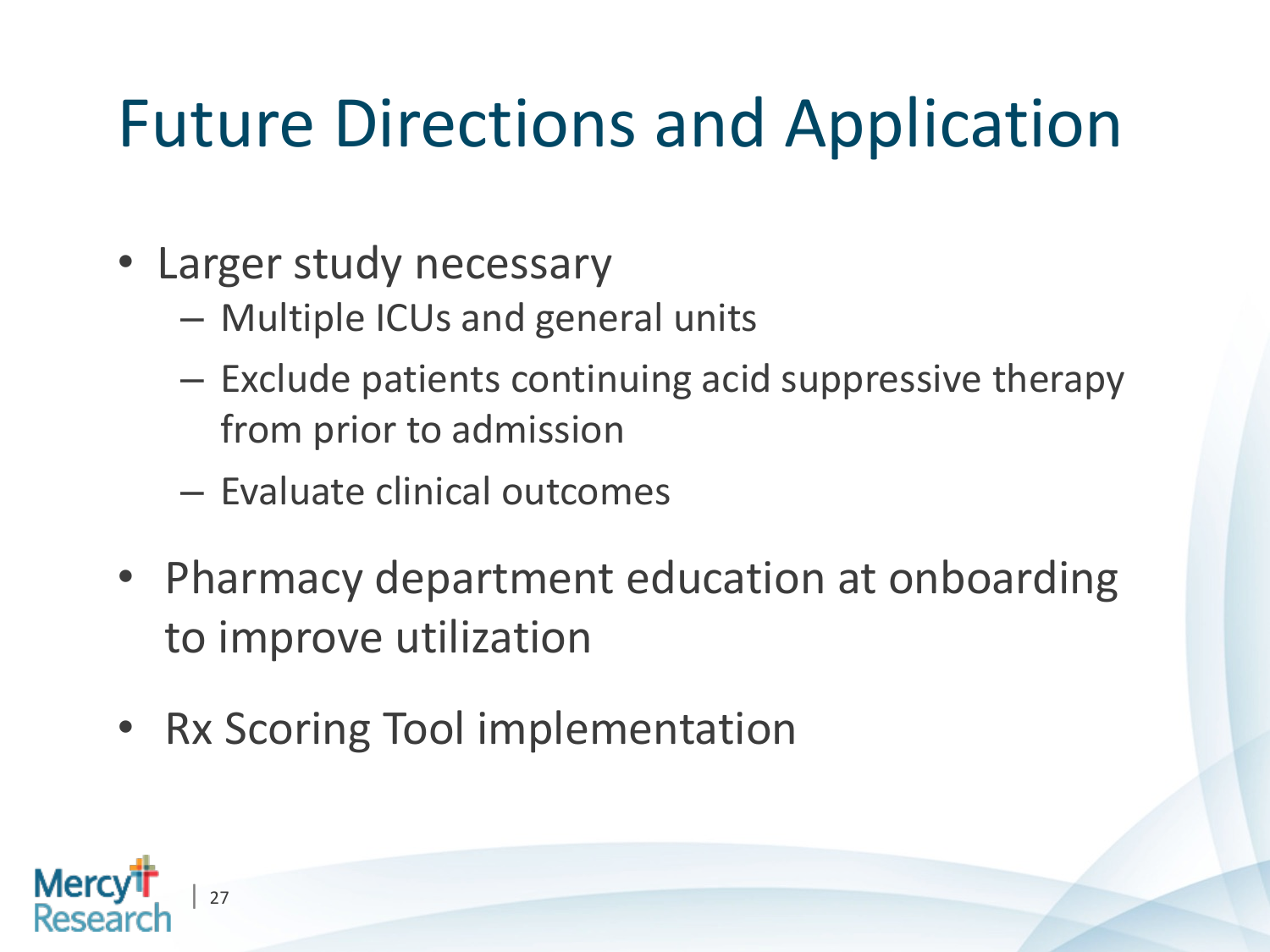# Future Directions and Application

- Larger study necessary
  - Multiple ICUs and general units
  - Exclude patients continuing acid suppressive therapy from prior to admission
  - Evaluate clinical outcomes
- Pharmacy department education at onboarding to improve utilization
- Rx Scoring Tool implementation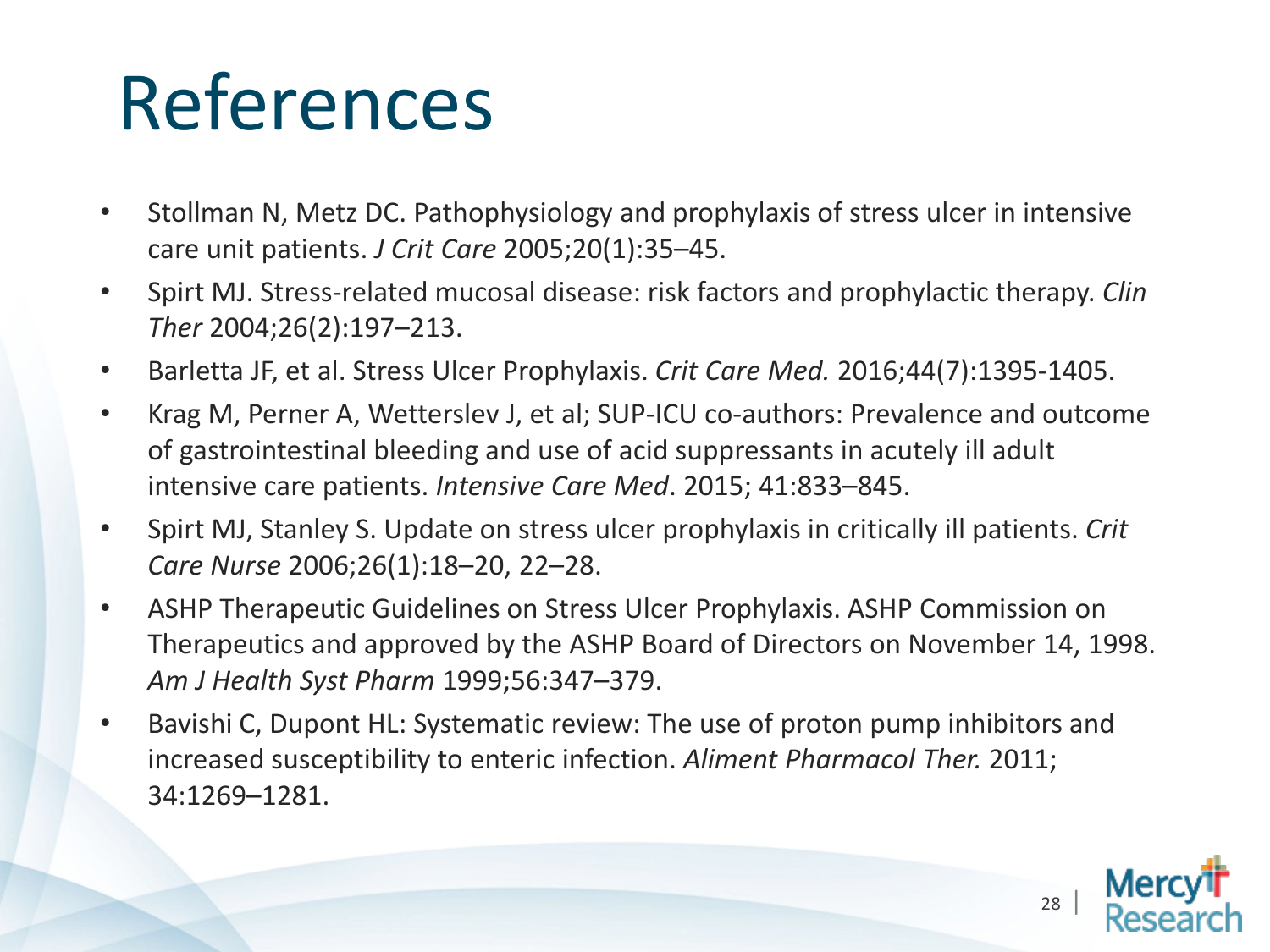# References

- Stollman N, Metz DC. Pathophysiology and prophylaxis of stress ulcer in intensive care unit patients. *J Crit Care* 2005;20(1):35–45.
- Spirt MJ. Stress-related mucosal disease: risk factors and prophylactic therapy. *Clin Ther* 2004;26(2):197–213.
- Barletta JF, et al. Stress Ulcer Prophylaxis. *Crit Care Med.* 2016;44(7):1395-1405.
- Krag M, Perner A, Wetterslev J, et al; SUP-ICU co-authors: Prevalence and outcome of gastrointestinal bleeding and use of acid suppressants in acutely ill adult intensive care patients. *Intensive Care Med*. 2015; 41:833–845.
- Spirt MJ, Stanley S. Update on stress ulcer prophylaxis in critically ill patients. *Crit Care Nurse* 2006;26(1):18–20, 22–28.
- ASHP Therapeutic Guidelines on Stress Ulcer Prophylaxis. ASHP Commission on Therapeutics and approved by the ASHP Board of Directors on November 14, 1998. *Am J Health Syst Pharm* 1999;56:347–379.
- Bavishi C, Dupont HL: Systematic review: The use of proton pump inhibitors and increased susceptibility to enteric infection. *Aliment Pharmacol Ther.* 2011; 34:1269–1281.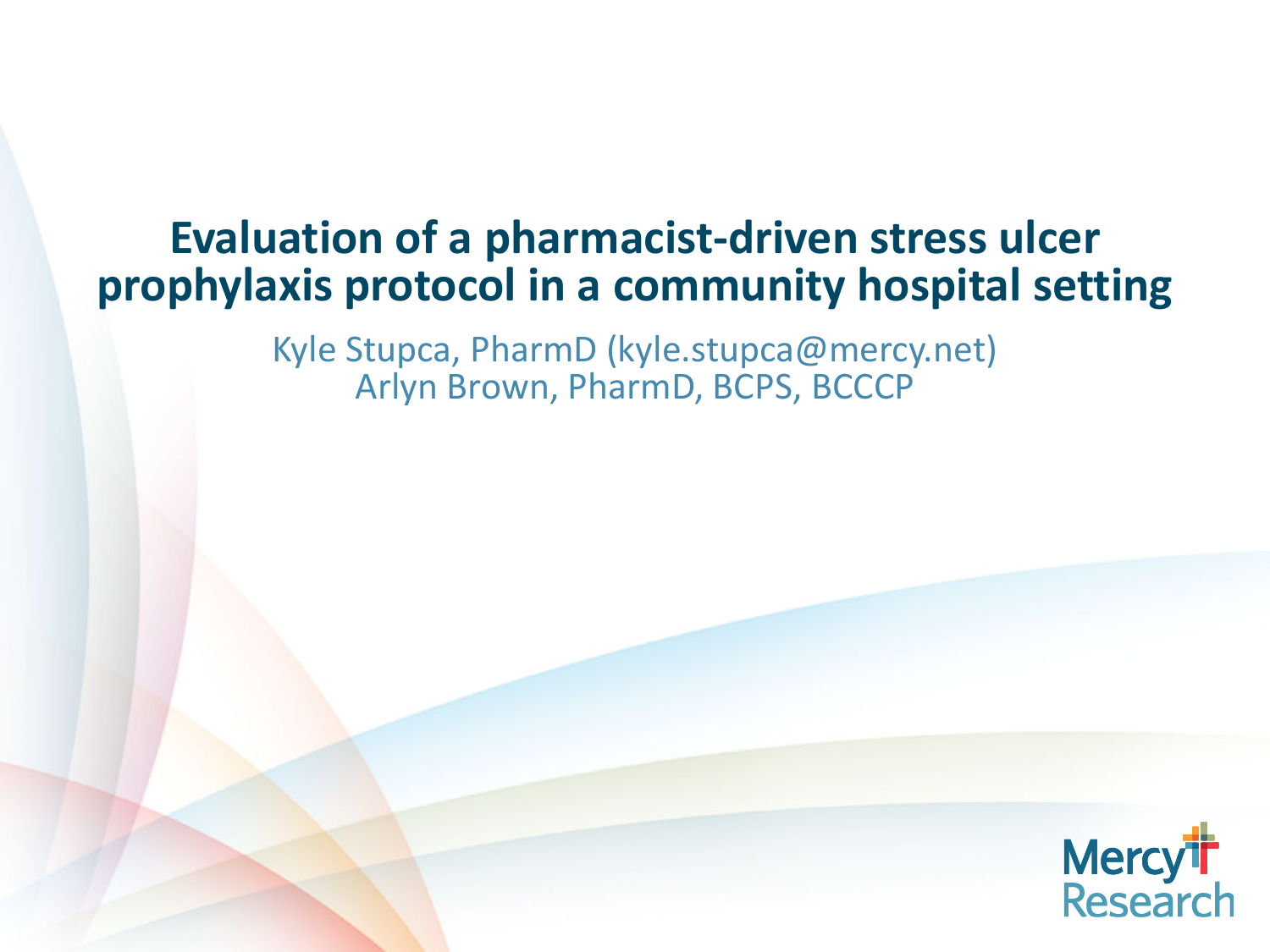# Evaluation of a pharmacist-driven stress ulcer prophylaxis protocol in a community hospital setting

Kyle Stupca, PharmD (kyle.stupca@mercy.net)
Arlyn Brown, PharmD, BCPS, BCCCP

Mercy Research